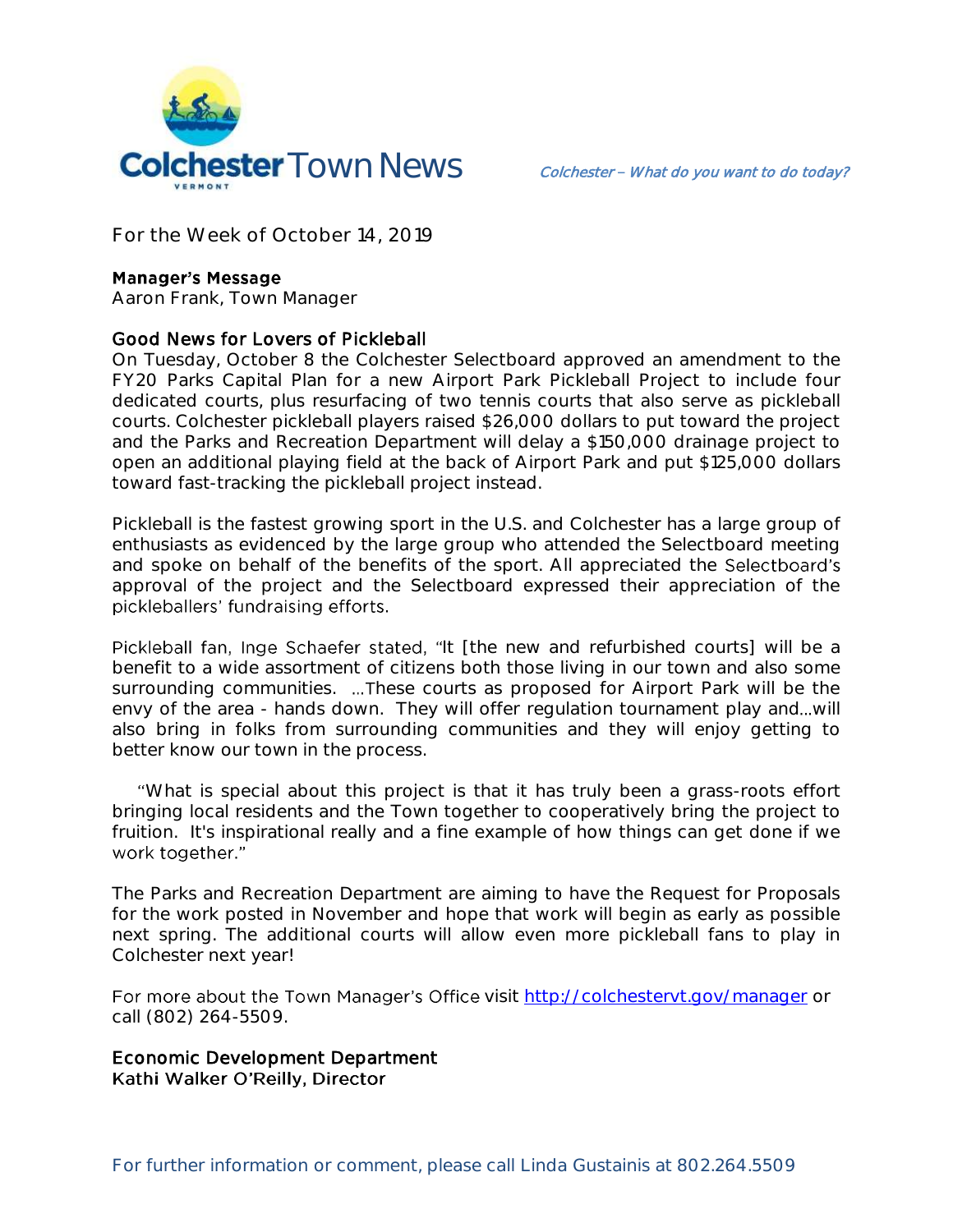# Colchester Town News

*Colchester – What do you want to do today?*

For the Week of October 14, 2019

## Manager's Message

Aaron Frank, Town Manager

### Good News for Lovers of Pickleball

On Tuesday, October 8 the Colchester Selectboard approved an amendment to the FY20 Parks Capital Plan for a new Airport Park Pickleball Project to include four dedicated courts, plus resurfacing of two tennis courts that also serve as pickleball courts. Colchester pickleball players raised $26,000 dollars to put toward the project and the Parks and Recreation Department will delay a $150,000 drainage project to open an additional playing field at the back of Airport Park and put $125,000 dollars toward fast-tracking the pickleball project instead.

Pickleball is the fastest growing sport in the U.S. and Colchester has a large group of enthusiasts as evidenced by the large group who attended the Selectboard meeting and spoke on behalf of the benefits of the sport. All appreciated the Selectboard's approval of the project and the Selectboard expressed their appreciation of the pickleballers' fundraising efforts.

Pickleball fan, Inge Schaefer stated, "It [the new and refurbished courts] will be a benefit to a wide assortment of citizens both those living in our town and also some surrounding communities. ...These courts as proposed for Airport Park will be the envy of the area - hands down. They will offer regulation tournament play and...will also bring in folks from surrounding communities and they will enjoy getting to better know our town in the process.

"What is special about this project is that it has truly been a grass-roots effort bringing local residents and the Town together to cooperatively bring the project to fruition. It's inspirational really and a fine example of how things can get done if we work together."

The Parks and Recreation Department are aiming to have the Request for Proposals for the work posted in November and hope that work will begin as early as possible next spring. The additional courts will allow even more pickleball fans to play in Colchester next year!

For more about the Town Manager's Office visit http://colchestervt.gov/manager or call (802) 264-5509.

## Economic Development Department

Kathi Walker O'Reilly, Director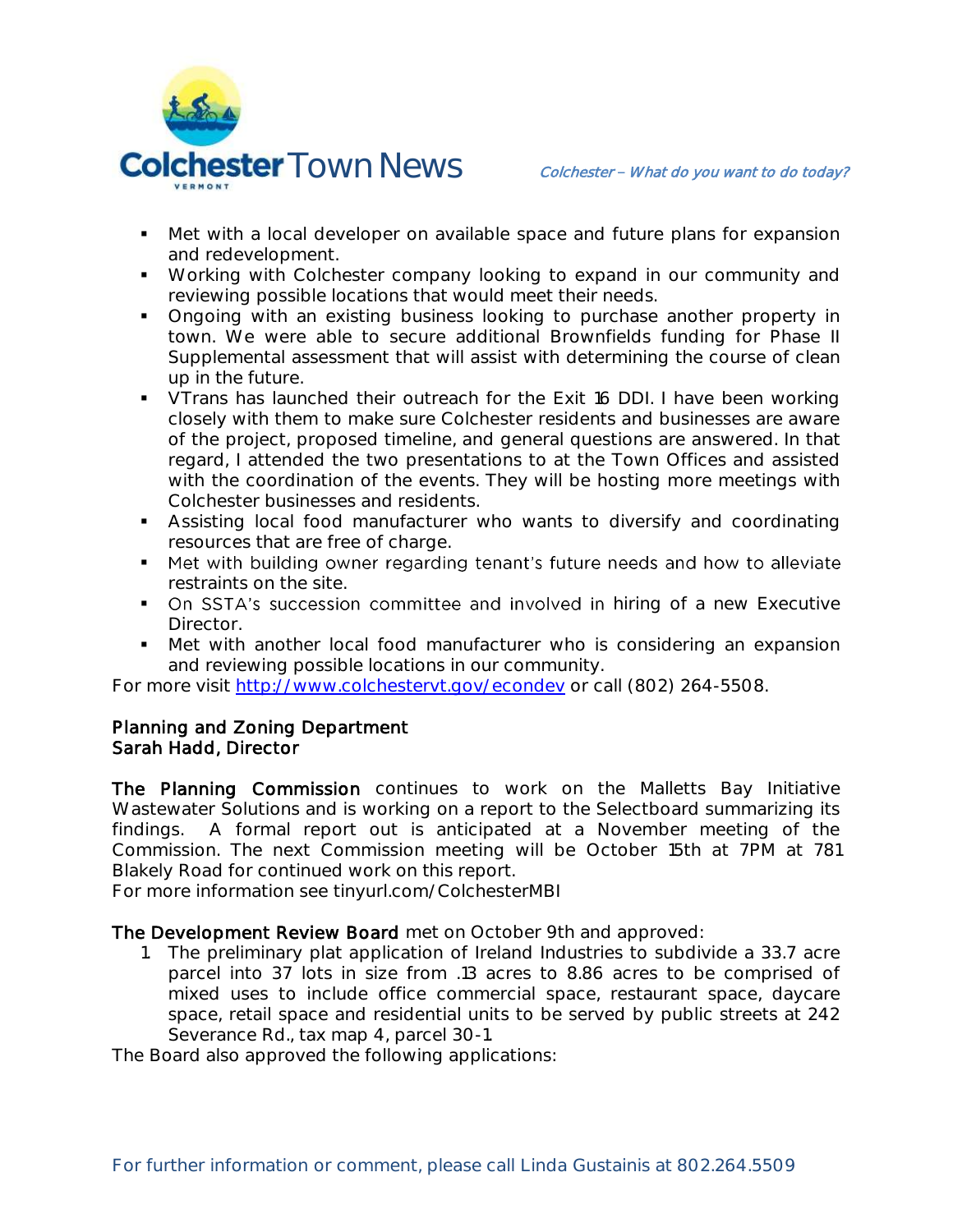- Met with a local developer on available space and future plans for expansion and redevelopment.
- Working with Colchester company looking to expand in our community and reviewing possible locations that would meet their needs.
- Ongoing with an existing business looking to purchase another property in town. We were able to secure additional Brownfields funding for Phase II Supplemental assessment that will assist with determining the course of clean up in the future.
- VTrans has launched their outreach for the Exit 16 DDI. I have been working closely with them to make sure Colchester residents and businesses are aware of the project, proposed timeline, and general questions are answered. In that regard, I attended the two presentations to at the Town Offices and assisted with the coordination of the events. They will be hosting more meetings with Colchester businesses and residents.
- Assisting local food manufacturer who wants to diversify and coordinating resources that are free of charge.
- Met with building owner regarding tenant's future needs and how to alleviate restraints on the site.
- On SSTA's succession committee and involved in hiring of a new Executive Director.
- Met with another local food manufacturer who is considering an expansion and reviewing possible locations in our community.

For more visit http://www.colchestervt.gov/econdev or call (802) 264-5508.

**Planning and Zoning Department**
**Sarah Hadd, Director**

**The Planning Commission** continues to work on the Malletts Bay Initiative Wastewater Solutions and is working on a report to the Selectboard summarizing its findings. A formal report out is anticipated at a November meeting of the Commission. The next Commission meeting will be October 15th at 7PM at 781 Blakely Road for continued work on this report.
For more information see tinyurl.com/ColchesterMBI

**The Development Review Board** met on October 9th and approved:

1. The preliminary plat application of Ireland Industries to subdivide a 33.7 acre parcel into 37 lots in size from .13 acres to 8.86 acres to be comprised of mixed uses to include office commercial space, restaurant space, daycare space, retail space and residential units to be served by public streets at 242 Severance Rd., tax map 4, parcel 30-1.

The Board also approved the following applications: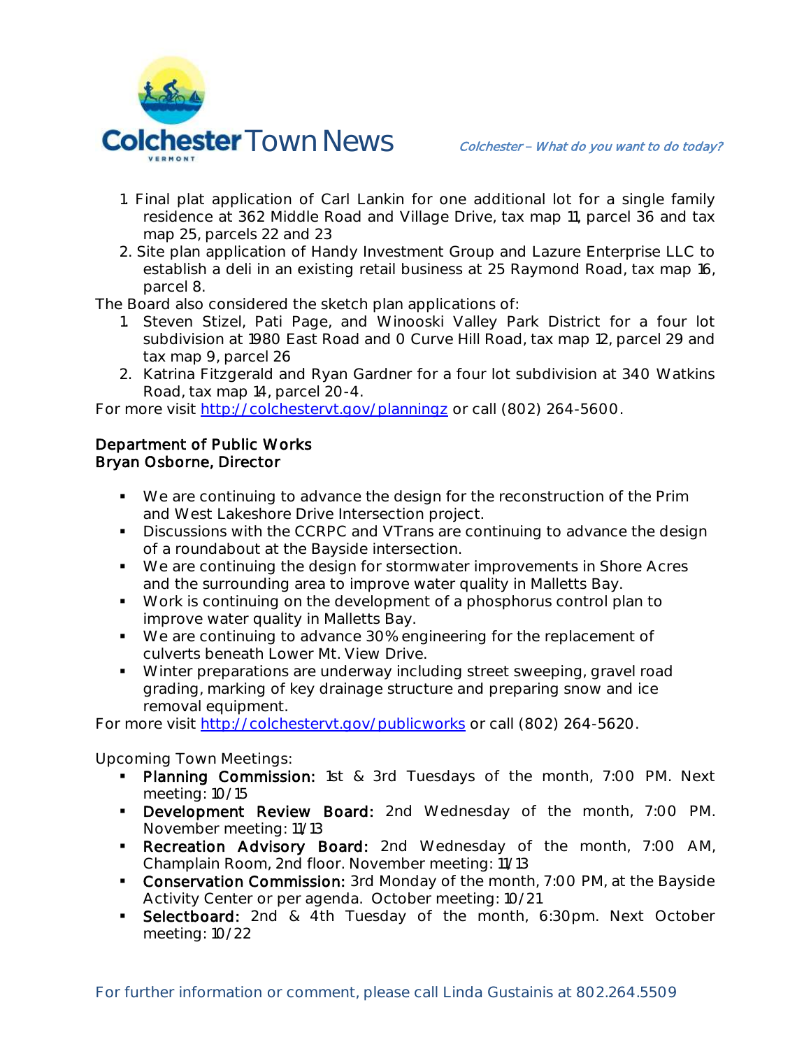1. Final plat application of Carl Lankin for one additional lot for a single family residence at 362 Middle Road and Village Drive, tax map 11, parcel 36 and tax map 25, parcels 22 and 23
2. Site plan application of Handy Investment Group and Lazure Enterprise LLC to establish a deli in an existing retail business at 25 Raymond Road, tax map 16, parcel 8.

The Board also considered the sketch plan applications of:

1. Steven Stizel, Pati Page, and Winooski Valley Park District for a four lot subdivision at 1980 East Road and 0 Curve Hill Road, tax map 12, parcel 29 and tax map 9, parcel 26
2. Katrina Fitzgerald and Ryan Gardner for a four lot subdivision at 340 Watkins Road, tax map 14, parcel 20-4.

For more visit [http://colchestervt.gov/planningz](http://colchestervt.gov/planningz) or call (802) 264-5600.

**Department of Public Works**
**Bryan Osborne, Director**

- We are continuing to advance the design for the reconstruction of the Prim and West Lakeshore Drive Intersection project.
- Discussions with the CCRPC and VTrans are continuing to advance the design of a roundabout at the Bayside intersection.
- We are continuing the design for stormwater improvements in Shore Acres and the surrounding area to improve water quality in Malletts Bay.
- Work is continuing on the development of a phosphorus control plan to improve water quality in Malletts Bay.
- We are continuing to advance 30% engineering for the replacement of culverts beneath Lower Mt. View Drive.
- Winter preparations are underway including street sweeping, gravel road grading, marking of key drainage structure and preparing snow and ice removal equipment.

For more visit [http://colchestervt.gov/publicworks](http://colchestervt.gov/publicworks) or call (802) 264-5620.

Upcoming Town Meetings:

- **Planning Commission:** 1st & 3rd Tuesdays of the month, 7:00 PM. Next meeting: 10/15
- **Development Review Board:** 2nd Wednesday of the month, 7:00 PM. November meeting: 11/13
- **Recreation Advisory Board:** 2nd Wednesday of the month, 7:00 AM, Champlain Room, 2nd floor. November meeting: 11/13
- **Conservation Commission:** 3rd Monday of the month, 7:00 PM, at the Bayside Activity Center or per agenda. October meeting: 10/21
- **Selectboard:** 2nd & 4th Tuesday of the month, 6:30pm. Next October meeting: 10/22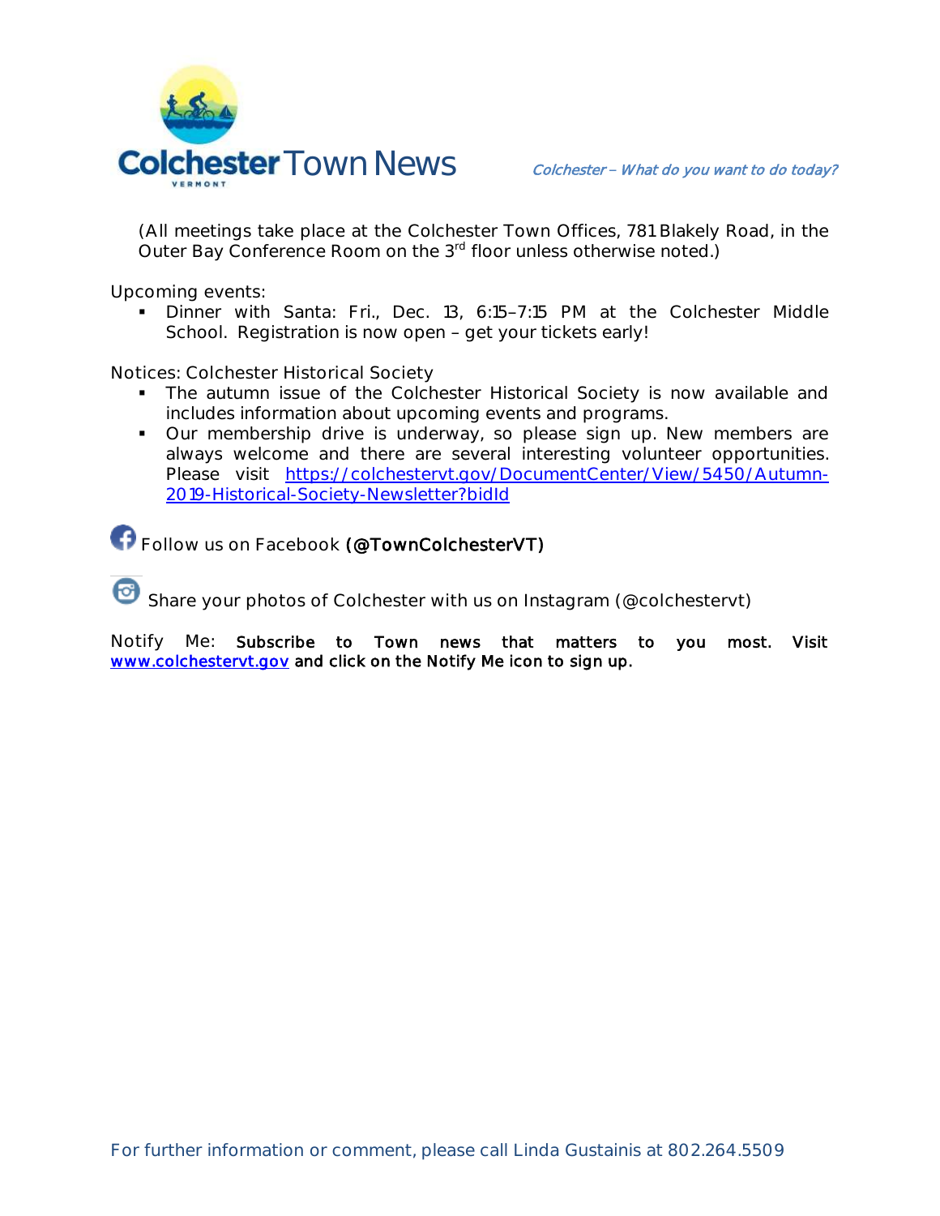(All meetings take place at the Colchester Town Offices, 781 Blakely Road, in the Outer Bay Conference Room on the 3rd floor unless otherwise noted.)

Upcoming events:

- Dinner with Santa: Fri., Dec. 13, 6:15–7:15 PM at the Colchester Middle School. Registration is now open – get your tickets early!

Notices: Colchester Historical Society

- The autumn issue of the Colchester Historical Society is now available and includes information about upcoming events and programs.
- Our membership drive is underway, so please sign up. New members are always welcome and there are several interesting volunteer opportunities. Please visit https://colchestervt.gov/DocumentCenter/View/5450/Autumn-2019-Historical-Society-Newsletter?bidId

Follow us on Facebook **(@TownColchesterVT)**

Share your photos of Colchester with us on Instagram (@colchestervt)

Notify Me: **Subscribe to Town news that matters to you most. Visit www.colchestervt.gov and click on the Notify Me icon to sign up.**

For further information or comment, please call Linda Gustainis at 802.264.5509